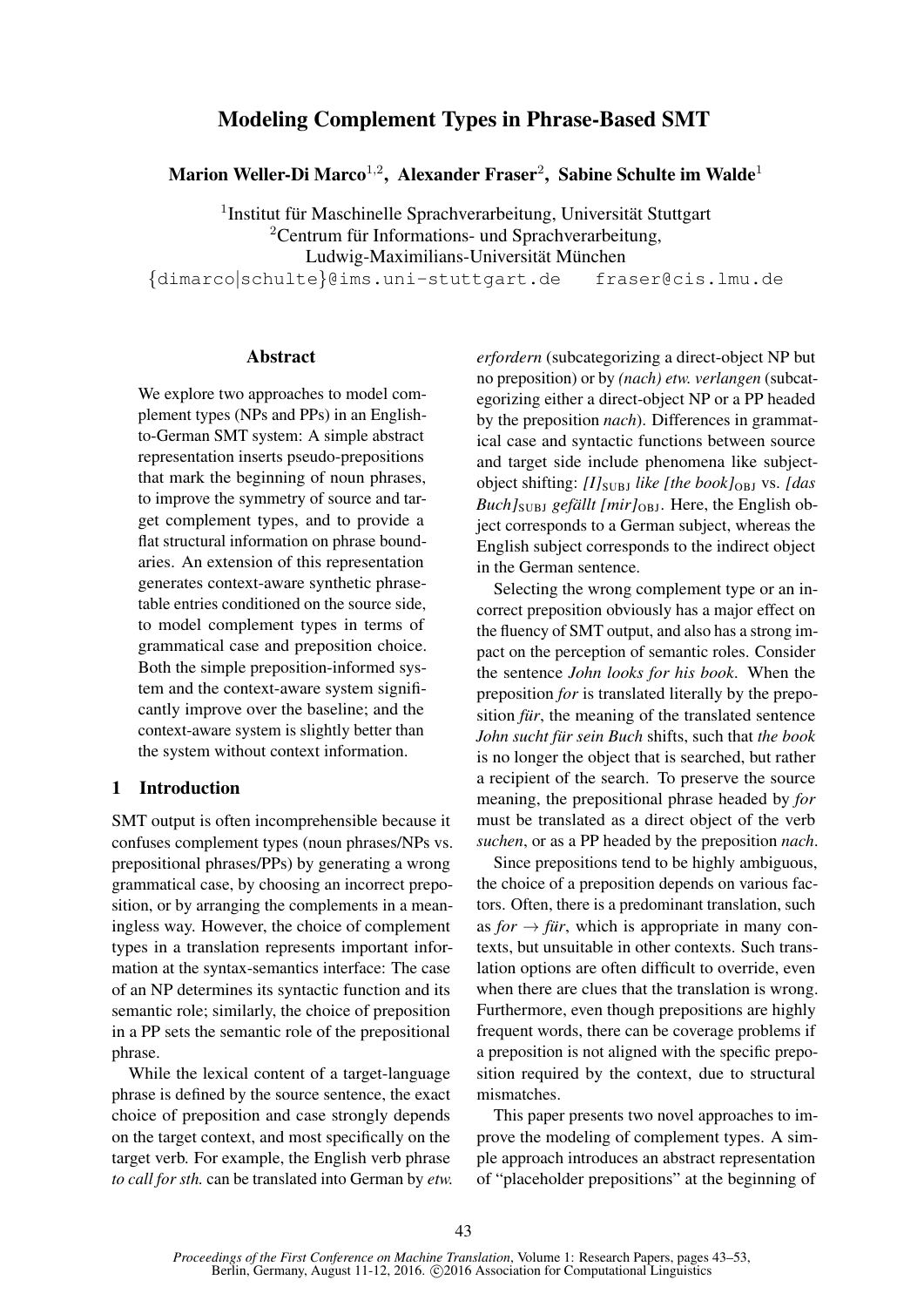# Modeling Complement Types in Phrase-Based SMT

**Marion Weller-Di Marco**[1,2], **Alexander Fraser**[2], **Sabine Schulte im Walde**[1]

[1]Institut für Maschinelle Sprachverarbeitung, Universität Stuttgart
[2]Centrum für Informations- und Sprachverarbeitung, Ludwig-Maximilians-Universität München
{dimarco|schulte}@ims.uni-stuttgart.de fraser@cis.lmu.de

## Abstract

We explore two approaches to model complement types (NPs and PPs) in an English-to-German SMT system: A simple abstract representation inserts pseudo-prepositions that mark the beginning of noun phrases, to improve the symmetry of source and target complement types, and to provide a flat structural information on phrase boundaries. An extension of this representation generates context-aware synthetic phrase-table entries conditioned on the source side, to model complement types in terms of grammatical case and preposition choice. Both the simple preposition-informed system and the context-aware system significantly improve over the baseline; and the context-aware system is slightly better than the system without context information.

## 1 Introduction

SMT output is often incomprehensible because it confuses complement types (noun phrases/NPs vs. prepositional phrases/PPs) by generating a wrong grammatical case, by choosing an incorrect preposition, or by arranging the complements in a meaningless way. However, the choice of complement types in a translation represents important information at the syntax-semantics interface: The case of an NP determines its syntactic function and its semantic role; similarly, the choice of preposition in a PP sets the semantic role of the prepositional phrase.

While the lexical content of a target-language phrase is defined by the source sentence, the exact choice of preposition and case strongly depends on the target context, and most specifically on the target verb. For example, the English verb phrase *to call for sth.* can be translated into German by *etw. erfordern* (subcategorizing a direct-object NP but no preposition) or by *(nach) etw. verlangen* (subcategorizing either a direct-object NP or a PP headed by the preposition *nach*). Differences in grammatical case and syntactic functions between source and target side include phenomena like subject-object shifting: *[I]*$_{\text{SUBJ}}$ *like [the book]*$_{\text{OBJ}}$ vs. *[das Buch]*$_{\text{SUBJ}}$ *gefällt [mir]*$_{\text{OBJ}}$. Here, the English object corresponds to a German subject, whereas the English subject corresponds to the indirect object in the German sentence.

Selecting the wrong complement type or an incorrect preposition obviously has a major effect on the fluency of SMT output, and also has a strong impact on the perception of semantic roles. Consider the sentence *John looks for his book*. When the preposition *for* is translated literally by the preposition *für*, the meaning of the translated sentence *John sucht für sein Buch* shifts, such that *the book* is no longer the object that is searched, but rather a recipient of the search. To preserve the source meaning, the prepositional phrase headed by *for* must be translated as a direct object of the verb *suchen*, or as a PP headed by the preposition *nach*.

Since prepositions tend to be highly ambiguous, the choice of a preposition depends on various factors. Often, there is a predominant translation, such as *for* → *für*, which is appropriate in many contexts, but unsuitable in other contexts. Such translation options are often difficult to override, even when there are clues that the translation is wrong. Furthermore, even though prepositions are highly frequent words, there can be coverage problems if a preposition is not aligned with the specific preposition required by the context, due to structural mismatches.

This paper presents two novel approaches to improve the modeling of complement types. A simple approach introduces an abstract representation of "placeholder prepositions" at the beginning of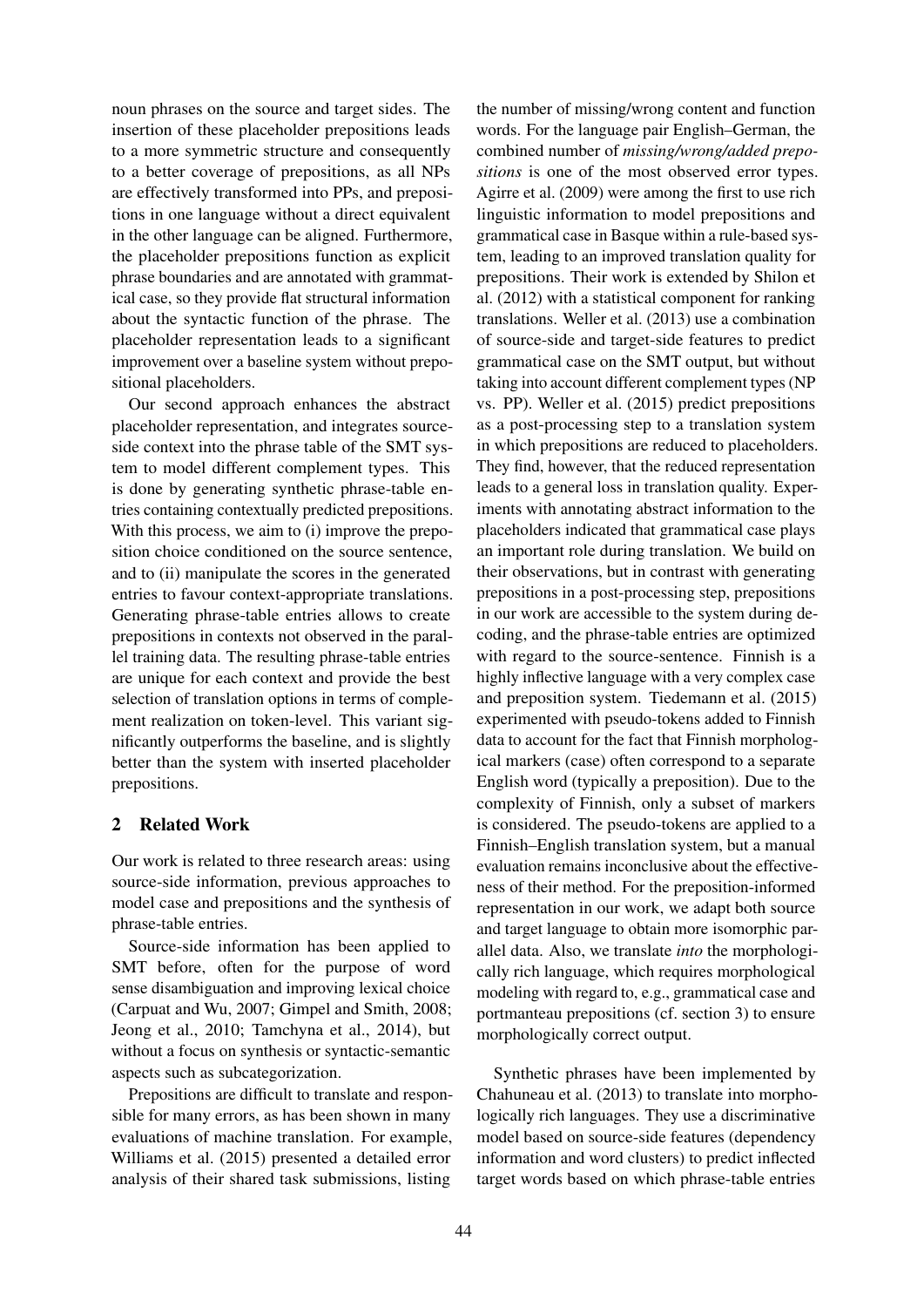noun phrases on the source and target sides. The insertion of these placeholder prepositions leads to a more symmetric structure and consequently to a better coverage of prepositions, as all NPs are effectively transformed into PPs, and prepositions in one language without a direct equivalent in the other language can be aligned. Furthermore, the placeholder prepositions function as explicit phrase boundaries and are annotated with grammatical case, so they provide flat structural information about the syntactic function of the phrase. The placeholder representation leads to a significant improvement over a baseline system without prepositional placeholders.

Our second approach enhances the abstract placeholder representation, and integrates source-side context into the phrase table of the SMT system to model different complement types. This is done by generating synthetic phrase-table entries containing contextually predicted prepositions. With this process, we aim to (i) improve the preposition choice conditioned on the source sentence, and to (ii) manipulate the scores in the generated entries to favour context-appropriate translations. Generating phrase-table entries allows to create prepositions in contexts not observed in the parallel training data. The resulting phrase-table entries are unique for each context and provide the best selection of translation options in terms of complement realization on token-level. This variant significantly outperforms the baseline, and is slightly better than the system with inserted placeholder prepositions.

## 2 Related Work

Our work is related to three research areas: using source-side information, previous approaches to model case and prepositions and the synthesis of phrase-table entries.

Source-side information has been applied to SMT before, often for the purpose of word sense disambiguation and improving lexical choice (Carpuat and Wu, 2007; Gimpel and Smith, 2008; Jeong et al., 2010; Tamchyna et al., 2014), but without a focus on synthesis or syntactic-semantic aspects such as subcategorization.

Prepositions are difficult to translate and responsible for many errors, as has been shown in many evaluations of machine translation. For example, Williams et al. (2015) presented a detailed error analysis of their shared task submissions, listing the number of missing/wrong content and function words. For the language pair English–German, the combined number of *missing/wrong/added prepositions* is one of the most observed error types. Agirre et al. (2009) were among the first to use rich linguistic information to model prepositions and grammatical case in Basque within a rule-based system, leading to an improved translation quality for prepositions. Their work is extended by Shilon et al. (2012) with a statistical component for ranking translations. Weller et al. (2013) use a combination of source-side and target-side features to predict grammatical case on the SMT output, but without taking into account different complement types (NP vs. PP). Weller et al. (2015) predict prepositions as a post-processing step to a translation system in which prepositions are reduced to placeholders. They find, however, that the reduced representation leads to a general loss in translation quality. Experiments with annotating abstract information to the placeholders indicated that grammatical case plays an important role during translation. We build on their observations, but in contrast with generating prepositions in a post-processing step, prepositions in our work are accessible to the system during decoding, and the phrase-table entries are optimized with regard to the source-sentence. Finnish is a highly inflective language with a very complex case and preposition system. Tiedemann et al. (2015) experimented with pseudo-tokens added to Finnish data to account for the fact that Finnish morphological markers (case) often correspond to a separate English word (typically a preposition). Due to the complexity of Finnish, only a subset of markers is considered. The pseudo-tokens are applied to a Finnish–English translation system, but a manual evaluation remains inconclusive about the effectiveness of their method. For the preposition-informed representation in our work, we adapt both source and target language to obtain more isomorphic parallel data. Also, we translate *into* the morphologically rich language, which requires morphological modeling with regard to, e.g., grammatical case and portmanteau prepositions (cf. section 3) to ensure morphologically correct output.

Synthetic phrases have been implemented by Chahuneau et al. (2013) to translate into morphologically rich languages. They use a discriminative model based on source-side features (dependency information and word clusters) to predict inflected target words based on which phrase-table entries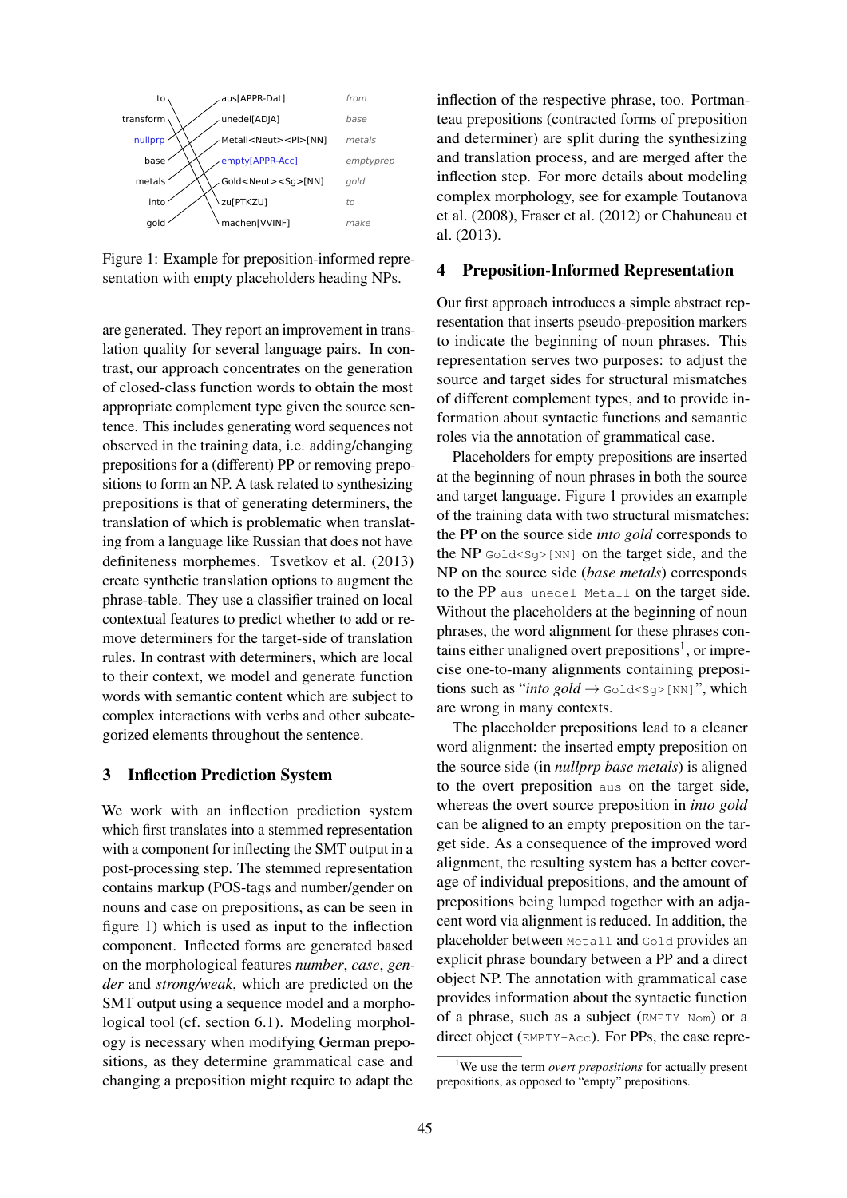to | aus[APPR-Dat] | *from*
transform | unedel[ADJA] | *base*
nullprp | Metall<Neut><Pl>[NN] | *metals*
base | empty[APPR-Acc] | *emptyprep*
metals | Gold<Neut><Sg>[NN] | *gold*
into | zu[PTKZU] | *to*
gold | machen[VVINF] | *make*

Figure 1: Example for preposition-informed representation with empty placeholders heading NPs.

are generated. They report an improvement in translation quality for several language pairs. In contrast, our approach concentrates on the generation of closed-class function words to obtain the most appropriate complement type given the source sentence. This includes generating word sequences not observed in the training data, i.e. adding/changing prepositions for a (different) PP or removing prepositions to form an NP. A task related to synthesizing prepositions is that of generating determiners, the translation of which is problematic when translating from a language like Russian that does not have definiteness morphemes. Tsvetkov et al. (2013) create synthetic translation options to augment the phrase-table. They use a classifier trained on local contextual features to predict whether to add or remove determiners for the target-side of translation rules. In contrast with determiners, which are local to their context, we model and generate function words with semantic content which are subject to complex interactions with verbs and other subcategorized elements throughout the sentence.

## 3 Inflection Prediction System

We work with an inflection prediction system which first translates into a stemmed representation with a component for inflecting the SMT output in a post-processing step. The stemmed representation contains markup (POS-tags and number/gender on nouns and case on prepositions, as can be seen in figure 1) which is used as input to the inflection component. Inflected forms are generated based on the morphological features *number*, *case*, *gender* and *strong/weak*, which are predicted on the SMT output using a sequence model and a morphological tool (cf. section 6.1). Modeling morphology is necessary when modifying German prepositions, as they determine grammatical case and changing a preposition might require to adapt the inflection of the respective phrase, too. Portmanteau prepositions (contracted forms of preposition and determiner) are split during the synthesizing and translation process, and are merged after the inflection step. For more details about modeling complex morphology, see for example Toutanova et al. (2008), Fraser et al. (2012) or Chahuneau et al. (2013).

## 4 Preposition-Informed Representation

Our first approach introduces a simple abstract representation that inserts pseudo-preposition markers to indicate the beginning of noun phrases. This representation serves two purposes: to adjust the source and target sides for structural mismatches of different complement types, and to provide information about syntactic functions and semantic roles via the annotation of grammatical case.

Placeholders for empty prepositions are inserted at the beginning of noun phrases in both the source and target language. Figure 1 provides an example of the training data with two structural mismatches: the PP on the source side *into gold* corresponds to the NP `Gold<Sg>[NN]` on the target side, and the NP on the source side (*base metals*) corresponds to the PP `aus unedel Metall` on the target side. Without the placeholders at the beginning of noun phrases, the word alignment for these phrases contains either unaligned overt prepositions[1], or imprecise one-to-many alignments containing prepositions such as "*into gold* → `Gold<Sg>[NN]`", which are wrong in many contexts.

The placeholder prepositions lead to a cleaner word alignment: the inserted empty preposition on the source side (in *nullprp base metals*) is aligned to the overt preposition `aus` on the target side, whereas the overt source preposition in *into gold* can be aligned to an empty preposition on the target side. As a consequence of the improved word alignment, the resulting system has a better coverage of individual prepositions, and the amount of prepositions being lumped together with an adjacent word via alignment is reduced. In addition, the placeholder between `Metall` and `Gold` provides an explicit phrase boundary between a PP and a direct object NP. The annotation with grammatical case provides information about the syntactic function of a phrase, such as a subject (`EMPTY-Nom`) or a direct object (`EMPTY-Acc`). For PPs, the case repre-

[1] We use the term *overt prepositions* for actually present prepositions, as opposed to "empty" prepositions.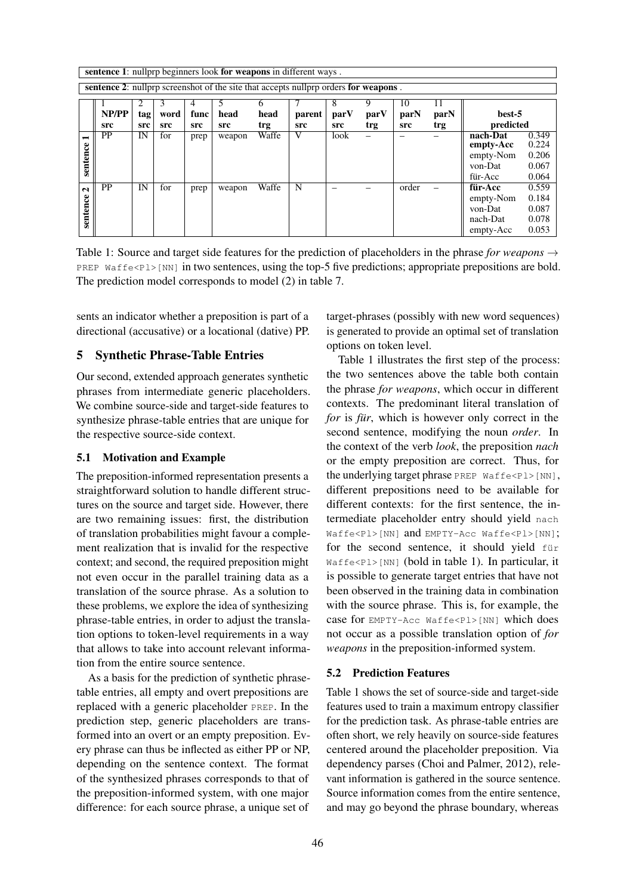**sentence 1**: nullprp beginners look **for weapons** in different ways .

**sentence 2**: nullprp screenshot of the site that accepts nullprp orders **for weapons** .

| | 1 NP/PP src | 2 tag src | 3 word src | 4 func src | 5 head src | 6 head trg | 7 parent src | 8 parV src | 9 parV trg | 10 parN src | 11 parN trg | best-5 predicted | |
|---|---|---|---|---|---|---|---|---|---|---|---|---|---|
| sentence 1 | PP | IN | for | prep | weapon | Waffe | V | look | – | – | – | **nach-Dat** | 0.349 |
| | | | | | | | | | | | | **empty-Acc** | 0.224 |
| | | | | | | | | | | | | empty-Nom | 0.206 |
| | | | | | | | | | | | | von-Dat | 0.067 |
| | | | | | | | | | | | | für-Acc | 0.064 |
| sentence 2 | PP | IN | for | prep | weapon | Waffe | N | – | – | order | – | **für-Acc** | 0.559 |
| | | | | | | | | | | | | empty-Nom | 0.184 |
| | | | | | | | | | | | | von-Dat | 0.087 |
| | | | | | | | | | | | | nach-Dat | 0.078 |
| | | | | | | | | | | | | empty-Acc | 0.053 |

Table 1: Source and target side features for the prediction of placeholders in the phrase *for weapons* → `PREP Waffe<Pl>[NN]` in two sentences, using the top-5 five predictions; appropriate prepositions are bold. The prediction model corresponds to model (2) in table 7.

sents an indicator whether a preposition is part of a directional (accusative) or a locational (dative) PP.

## 5 Synthetic Phrase-Table Entries

Our second, extended approach generates synthetic phrases from intermediate generic placeholders. We combine source-side and target-side features to synthesize phrase-table entries that are unique for the respective source-side context.

### 5.1 Motivation and Example

The preposition-informed representation presents a straightforward solution to handle different structures on the source and target side. However, there are two remaining issues: first, the distribution of translation probabilities might favour a complement realization that is invalid for the respective context; and second, the required preposition might not even occur in the parallel training data as a translation of the source phrase. As a solution to these problems, we explore the idea of synthesizing phrase-table entries, in order to adjust the translation options to token-level requirements in a way that allows to take into account relevant information from the entire source sentence.

As a basis for the prediction of synthetic phrase-table entries, all empty and overt prepositions are replaced with a generic placeholder `PREP`. In the prediction step, generic placeholders are transformed into an overt or an empty preposition. Every phrase can thus be inflected as either PP or NP, depending on the sentence context. The format of the synthesized phrases corresponds to that of the preposition-informed system, with one major difference: for each source phrase, a unique set of target-phrases (possibly with new word sequences) is generated to provide an optimal set of translation options on token level.

Table 1 illustrates the first step of the process: the two sentences above the table both contain the phrase *for weapons*, which occur in different contexts. The predominant literal translation of *for* is *für*, which is however only correct in the second sentence, modifying the noun *order*. In the context of the verb *look*, the preposition *nach* or the empty preposition are correct. Thus, for the underlying target phrase `PREP Waffe<Pl>[NN]`, different prepositions need to be available for different contexts: for the first sentence, the intermediate placeholder entry should yield `nach Waffe<Pl>[NN]` and `EMPTY-Acc Waffe<Pl>[NN]`; for the second sentence, it should yield `für Waffe<Pl>[NN]` (bold in table 1). In particular, it is possible to generate target entries that have not been observed in the training data in combination with the source phrase. This is, for example, the case for `EMPTY-Acc Waffe<Pl>[NN]` which does not occur as a possible translation option of *for weapons* in the preposition-informed system.

### 5.2 Prediction Features

Table 1 shows the set of source-side and target-side features used to train a maximum entropy classifier for the prediction task. As phrase-table entries are often short, we rely heavily on source-side features centered around the placeholder preposition. Via dependency parses (Choi and Palmer, 2012), relevant information is gathered in the source sentence. Source information comes from the entire sentence, and may go beyond the phrase boundary, whereas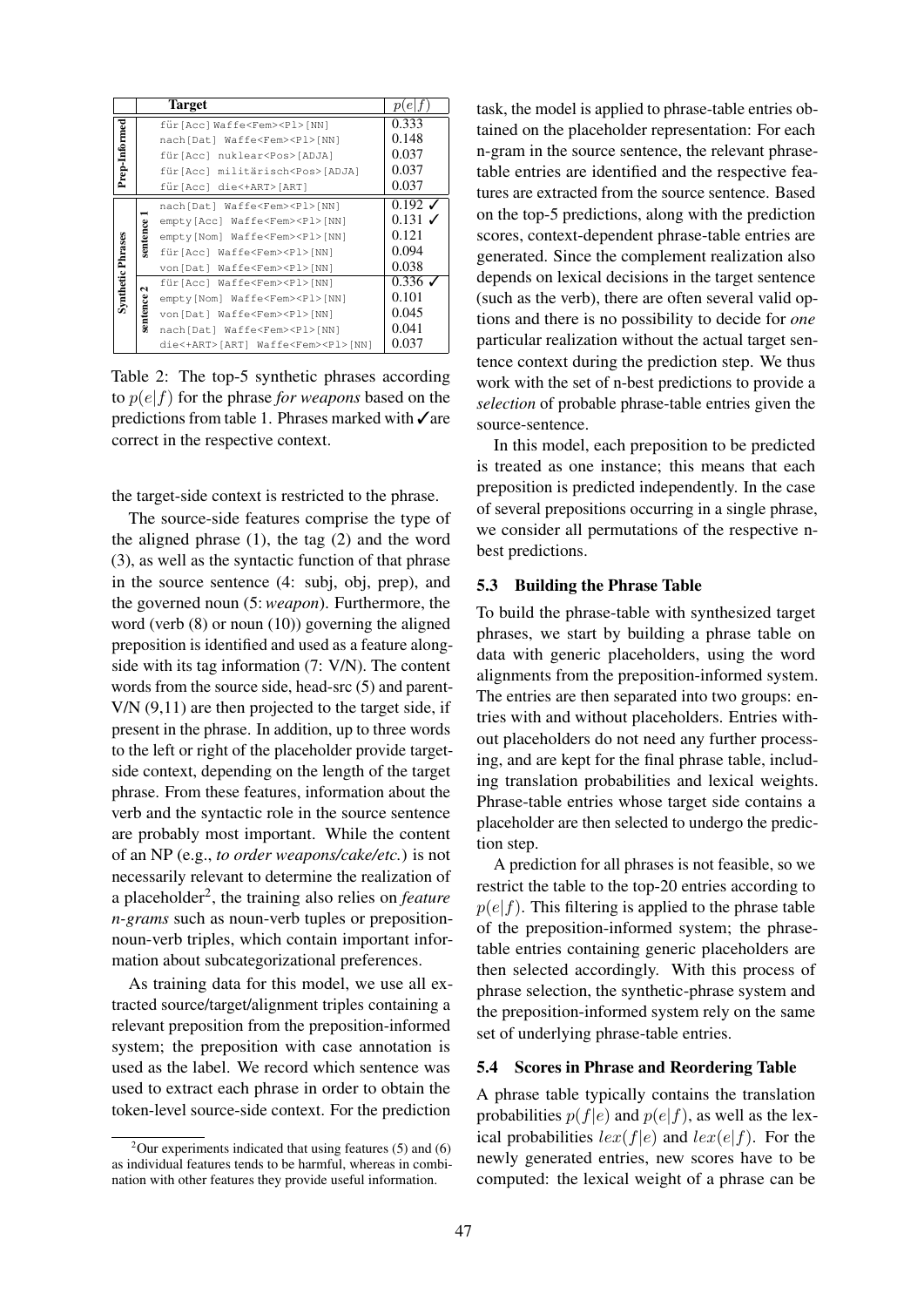| | | Target | $p(e\|f)$ |
|---|---|---|---|
| Prep-Informed | | für[Acc] Waffe<Fem><Pl>[NN] | 0.333 |
| | | nach[Dat] Waffe<Fem><Pl>[NN] | 0.148 |
| | | für[Acc] nuklear<Pos>[ADJA] | 0.037 |
| | | für[Acc] militärisch<Pos>[ADJA] | 0.037 |
| | | für[Acc] die<+ART>[ART] | 0.037 |
| Synthetic Phrases | sentence 1 | nach[Dat] Waffe<Fem><Pl>[NN] | 0.192 ✓ |
| | | empty[Acc] Waffe<Fem><Pl>[NN] | 0.131 ✓ |
| | | empty[Nom] Waffe<Fem><Pl>[NN] | 0.121 |
| | | für[Acc] Waffe<Fem><Pl>[NN] | 0.094 |
| | | von[Dat] Waffe<Fem><Pl>[NN] | 0.038 |
| | sentence 2 | für[Acc] Waffe<Fem><Pl>[NN] | 0.336 ✓ |
| | | empty[Nom] Waffe<Fem><Pl>[NN] | 0.101 |
| | | von[Dat] Waffe<Fem><Pl>[NN] | 0.045 |
| | | nach[Dat] Waffe<Fem><Pl>[NN] | 0.041 |
| | | die<+ART>[ART] Waffe<Fem><Pl>[NN] | 0.037 |

Table 2: The top-5 synthetic phrases according to $p(e|f)$ for the phrase *for weapons* based on the predictions from table 1. Phrases marked with ✓are correct in the respective context.

the target-side context is restricted to the phrase.

The source-side features comprise the type of the aligned phrase (1), the tag (2) and the word (3), as well as the syntactic function of that phrase in the source sentence (4: subj, obj, prep), and the governed noun (5: *weapon*). Furthermore, the word (verb (8) or noun (10)) governing the aligned preposition is identified and used as a feature alongside with its tag information (7: V/N). The content words from the source side, head-src (5) and parent-V/N (9,11) are then projected to the target side, if present in the phrase. In addition, up to three words to the left or right of the placeholder provide target-side context, depending on the length of the target phrase. From these features, information about the verb and the syntactic role in the source sentence are probably most important. While the content of an NP (e.g., *to order weapons/cake/etc.*) is not necessarily relevant to determine the realization of a placeholder[2], the training also relies on *feature n-grams* such as noun-verb tuples or preposition-noun-verb triples, which contain important information about subcategorizational preferences.

As training data for this model, we use all extracted source/target/alignment triples containing a relevant preposition from the preposition-informed system; the preposition with case annotation is used as the label. We record which sentence was used to extract each phrase in order to obtain the token-level source-side context. For the prediction task, the model is applied to phrase-table entries obtained on the placeholder representation: For each n-gram in the source sentence, the relevant phrase-table entries are identified and the respective features are extracted from the source sentence. Based on the top-5 predictions, along with the prediction scores, context-dependent phrase-table entries are generated. Since the complement realization also depends on lexical decisions in the target sentence (such as the verb), there are often several valid options and there is no possibility to decide for *one* particular realization without the actual target sentence context during the prediction step. We thus work with the set of n-best predictions to provide a *selection* of probable phrase-table entries given the source-sentence.

In this model, each preposition to be predicted is treated as one instance; this means that each preposition is predicted independently. In the case of several prepositions occurring in a single phrase, we consider all permutations of the respective n-best predictions.

### 5.3 Building the Phrase Table

To build the phrase-table with synthesized target phrases, we start by building a phrase table on data with generic placeholders, using the word alignments from the preposition-informed system. The entries are then separated into two groups: entries with and without placeholders. Entries without placeholders do not need any further processing, and are kept for the final phrase table, including translation probabilities and lexical weights. Phrase-table entries whose target side contains a placeholder are then selected to undergo the prediction step.

A prediction for all phrases is not feasible, so we restrict the table to the top-20 entries according to $p(e|f)$. This filtering is applied to the phrase table of the preposition-informed system; the phrase-table entries containing generic placeholders are then selected accordingly. With this process of phrase selection, the synthetic-phrase system and the preposition-informed system rely on the same set of underlying phrase-table entries.

### 5.4 Scores in Phrase and Reordering Table

A phrase table typically contains the translation probabilities $p(f|e)$ and $p(e|f)$, as well as the lexical probabilities $lex(f|e)$ and $lex(e|f)$. For the newly generated entries, new scores have to be computed: the lexical weight of a phrase can be

[2] Our experiments indicated that using features (5) and (6) as individual features tends to be harmful, whereas in combination with other features they provide useful information.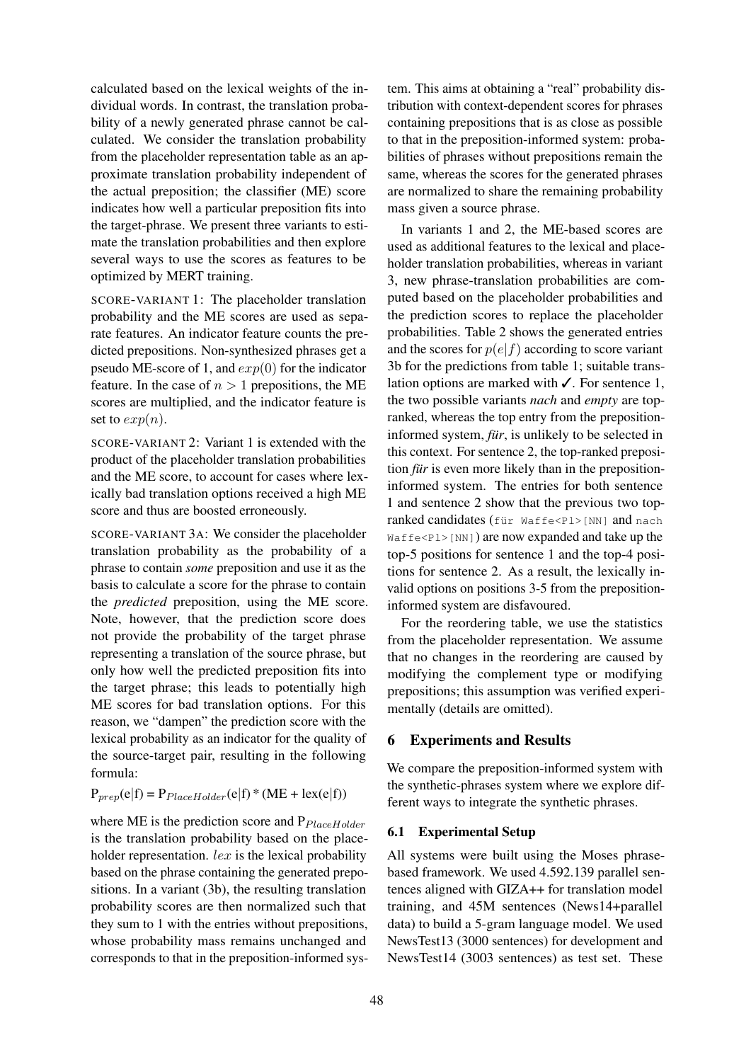calculated based on the lexical weights of the individual words. In contrast, the translation probability of a newly generated phrase cannot be calculated. We consider the translation probability from the placeholder representation table as an approximate translation probability independent of the actual preposition; the classifier (ME) score indicates how well a particular preposition fits into the target-phrase. We present three variants to estimate the translation probabilities and then explore several ways to use the scores as features to be optimized by MERT training.

SCORE-VARIANT 1: The placeholder translation probability and the ME scores are used as separate features. An indicator feature counts the predicted prepositions. Non-synthesized phrases get a pseudo ME-score of 1, and $exp(0)$ for the indicator feature. In the case of $n > 1$ prepositions, the ME scores are multiplied, and the indicator feature is set to $exp(n)$.

SCORE-VARIANT 2: Variant 1 is extended with the product of the placeholder translation probabilities and the ME score, to account for cases where lexically bad translation options received a high ME score and thus are boosted erroneously.

SCORE-VARIANT 3A: We consider the placeholder translation probability as the probability of a phrase to contain *some* preposition and use it as the basis to calculate a score for the phrase to contain the *predicted* preposition, using the ME score. Note, however, that the prediction score does not provide the probability of the target phrase representing a translation of the source phrase, but only how well the predicted preposition fits into the target phrase; this leads to potentially high ME scores for bad translation options. For this reason, we "dampen" the prediction score with the lexical probability as an indicator for the quality of the source-target pair, resulting in the following formula:

$$P_{prep}(e|f) = P_{PlaceHolder}(e|f) * (ME + lex(e|f))$$

where ME is the prediction score and $P_{PlaceHolder}$ is the translation probability based on the placeholder representation. $lex$ is the lexical probability based on the phrase containing the generated prepositions. In a variant (3b), the resulting translation probability scores are then normalized such that they sum to 1 with the entries without prepositions, whose probability mass remains unchanged and corresponds to that in the preposition-informed system. This aims at obtaining a "real" probability distribution with context-dependent scores for phrases containing prepositions that is as close as possible to that in the preposition-informed system: probabilities of phrases without prepositions remain the same, whereas the scores for the generated phrases are normalized to share the remaining probability mass given a source phrase.

In variants 1 and 2, the ME-based scores are used as additional features to the lexical and placeholder translation probabilities, whereas in variant 3, new phrase-translation probabilities are computed based on the placeholder probabilities and the prediction scores to replace the placeholder probabilities. Table 2 shows the generated entries and the scores for $p(e|f)$ according to score variant 3b for the predictions from table 1; suitable translation options are marked with ✓. For sentence 1, the two possible variants *nach* and *empty* are top-ranked, whereas the top entry from the preposition-informed system, *für*, is unlikely to be selected in this context. For sentence 2, the top-ranked preposition *für* is even more likely than in the preposition-informed system. The entries for both sentence 1 and sentence 2 show that the previous two top-ranked candidates (`für Waffe<Pl>[NN]` and `nach Waffe<Pl>[NN]`) are now expanded and take up the top-5 positions for sentence 1 and the top-4 positions for sentence 2. As a result, the lexically invalid options on positions 3-5 from the preposition-informed system are disfavoured.

For the reordering table, we use the statistics from the placeholder representation. We assume that no changes in the reordering are caused by modifying the complement type or modifying prepositions; this assumption was verified experimentally (details are omitted).

## 6 Experiments and Results

We compare the preposition-informed system with the synthetic-phrases system where we explore different ways to integrate the synthetic phrases.

### 6.1 Experimental Setup

All systems were built using the Moses phrase-based framework. We used 4.592.139 parallel sentences aligned with GIZA++ for translation model training, and 45M sentences (News14+parallel data) to build a 5-gram language model. We used NewsTest13 (3000 sentences) for development and NewsTest14 (3003 sentences) as test set. These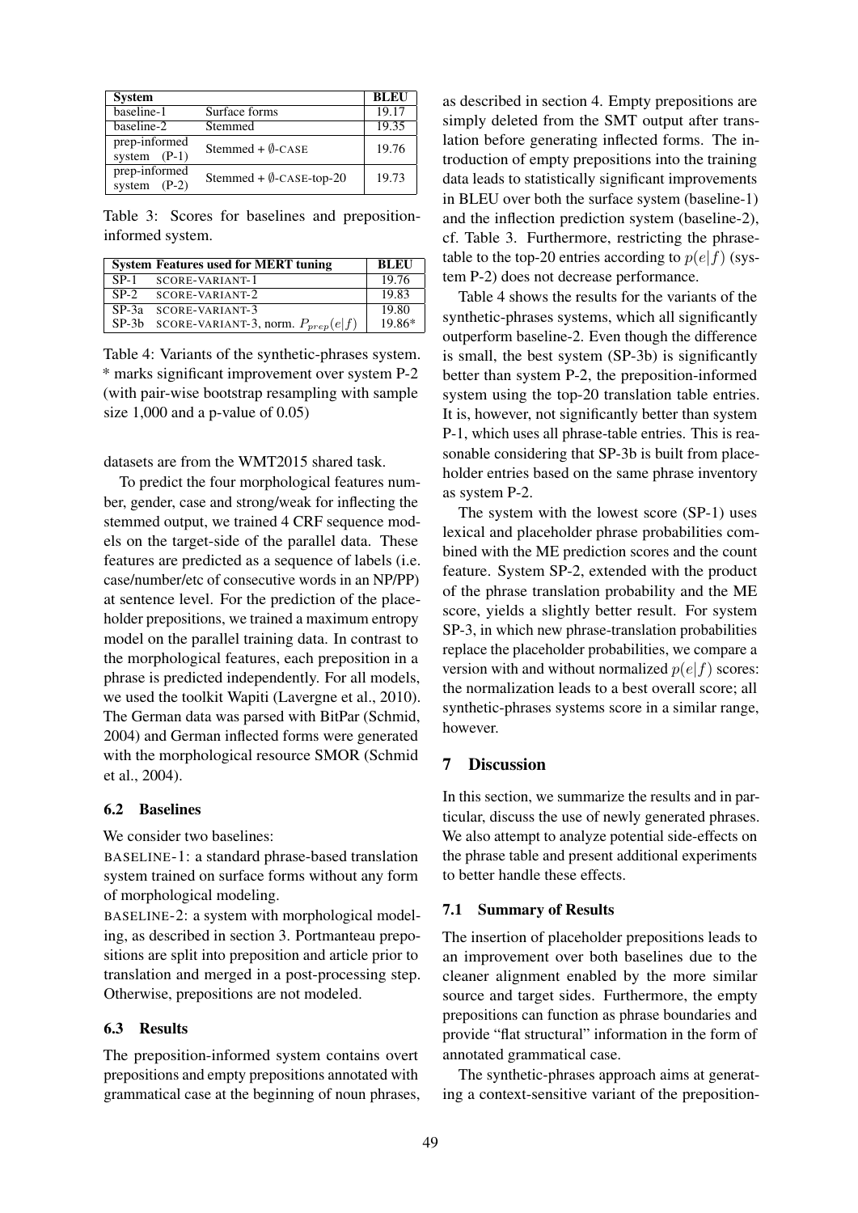| System | | BLEU |
|---|---|---|
| baseline-1 | Surface forms | 19.17 |
| baseline-2 | Stemmed | 19.35 |
| prep-informed system (P-1) | Stemmed + ∅-CASE | 19.76 |
| prep-informed system (P-2) | Stemmed + ∅-CASE-top-20 | 19.73 |

Table 3: Scores for baselines and preposition-informed system.

| System | Features used for MERT tuning | BLEU |
|---|---|---|
| SP-1 | SCORE-VARIANT-1 | 19.76 |
| SP-2 | SCORE-VARIANT-2 | 19.83 |
| SP-3a | SCORE-VARIANT-3 | 19.80 |
| SP-3b | SCORE-VARIANT-3, norm. $P_{prep}(e\|f)$ | 19.86* |

Table 4: Variants of the synthetic-phrases system. * marks significant improvement over system P-2 (with pair-wise bootstrap resampling with sample size 1,000 and a p-value of 0.05)

datasets are from the WMT2015 shared task.

To predict the four morphological features number, gender, case and strong/weak for inflecting the stemmed output, we trained 4 CRF sequence models on the target-side of the parallel data. These features are predicted as a sequence of labels (i.e. case/number/etc of consecutive words in an NP/PP) at sentence level. For the prediction of the placeholder prepositions, we trained a maximum entropy model on the parallel training data. In contrast to the morphological features, each preposition in a phrase is predicted independently. For all models, we used the toolkit Wapiti (Lavergne et al., 2010). The German data was parsed with BitPar (Schmid, 2004) and German inflected forms were generated with the morphological resource SMOR (Schmid et al., 2004).

### 6.2 Baselines

We consider two baselines:

BASELINE-1: a standard phrase-based translation system trained on surface forms without any form of morphological modeling.

BASELINE-2: a system with morphological modeling, as described in section 3. Portmanteau prepositions are split into preposition and article prior to translation and merged in a post-processing step. Otherwise, prepositions are not modeled.

### 6.3 Results

The preposition-informed system contains overt prepositions and empty prepositions annotated with grammatical case at the beginning of noun phrases, as described in section 4. Empty prepositions are simply deleted from the SMT output after translation before generating inflected forms. The introduction of empty prepositions into the training data leads to statistically significant improvements in BLEU over both the surface system (baseline-1) and the inflection prediction system (baseline-2), cf. Table 3. Furthermore, restricting the phrase-table to the top-20 entries according to $p(e|f)$ (system P-2) does not decrease performance.

Table 4 shows the results for the variants of the synthetic-phrases systems, which all significantly outperform baseline-2. Even though the difference is small, the best system (SP-3b) is significantly better than system P-2, the preposition-informed system using the top-20 translation table entries. It is, however, not significantly better than system P-1, which uses all phrase-table entries. This is reasonable considering that SP-3b is built from placeholder entries based on the same phrase inventory as system P-2.

The system with the lowest score (SP-1) uses lexical and placeholder phrase probabilities combined with the ME prediction scores and the count feature. System SP-2, extended with the product of the phrase translation probability and the ME score, yields a slightly better result. For system SP-3, in which new phrase-translation probabilities replace the placeholder probabilities, we compare a version with and without normalized $p(e|f)$ scores: the normalization leads to a best overall score; all synthetic-phrases systems score in a similar range, however.

## 7 Discussion

In this section, we summarize the results and in particular, discuss the use of newly generated phrases. We also attempt to analyze potential side-effects on the phrase table and present additional experiments to better handle these effects.

### 7.1 Summary of Results

The insertion of placeholder prepositions leads to an improvement over both baselines due to the cleaner alignment enabled by the more similar source and target sides. Furthermore, the empty prepositions can function as phrase boundaries and provide "flat structural" information in the form of annotated grammatical case.

The synthetic-phrases approach aims at generating a context-sensitive variant of the preposition-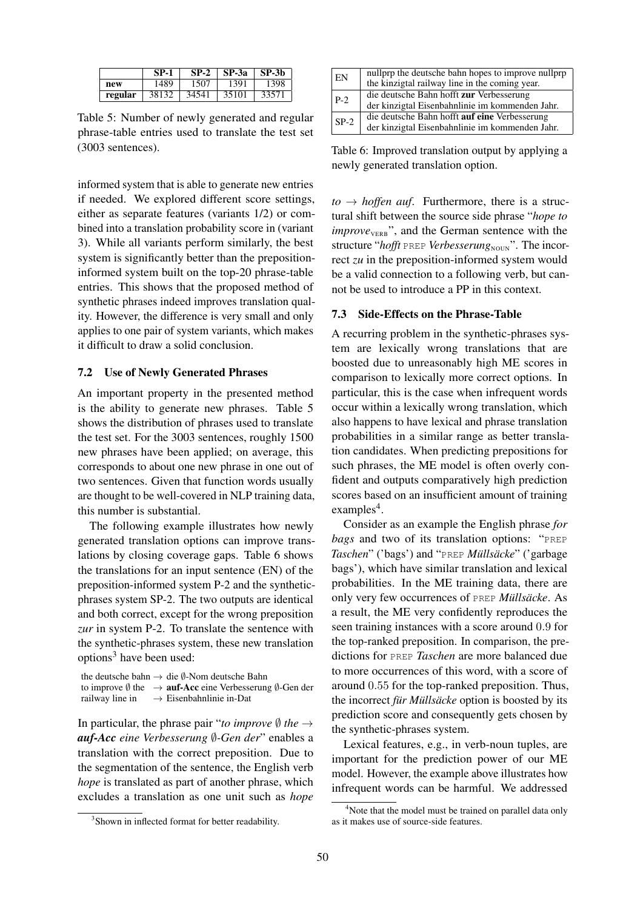|  | SP-1 | SP-2 | SP-3a | SP-3b |
|---|---|---|---|---|
| **new** | 1489 | 1507 | 1391 | 1398 |
| **regular** | 38132 | 34541 | 35101 | 33571 |

Table 5: Number of newly generated and regular phrase-table entries used to translate the test set (3003 sentences).

informed system that is able to generate new entries if needed. We explored different score settings, either as separate features (variants 1/2) or combined into a translation probability score in (variant 3). While all variants perform similarly, the best system is significantly better than the preposition-informed system built on the top-20 phrase-table entries. This shows that the proposed method of synthetic phrases indeed improves translation quality. However, the difference is very small and only applies to one pair of system variants, which makes it difficult to draw a solid conclusion.

### 7.2 Use of Newly Generated Phrases

An important property in the presented method is the ability to generate new phrases. Table 5 shows the distribution of phrases used to translate the test set. For the 3003 sentences, roughly 1500 new phrases have been applied; on average, this corresponds to about one new phrase in one out of two sentences. Given that function words usually are thought to be well-covered in NLP training data, this number is substantial.

The following example illustrates how newly generated translation options can improve translations by closing coverage gaps. Table 6 shows the translations for an input sentence (EN) of the preposition-informed system P-2 and the synthetic-phrases system SP-2. The two outputs are identical and both correct, except for the wrong preposition *zur* in system P-2. To translate the sentence with the synthetic-phrases system, these new translation options[3] have been used:

the deutsche bahn → die ∅-Nom deutsche Bahn
to improve ∅ the → **auf-Acc** eine Verbesserung ∅-Gen der
railway line in → Eisenbahnlinie in-Dat

In particular, the phrase pair "*to improve ∅ the* → ***auf-Acc*** *eine Verbesserung ∅-Gen der*" enables a translation with the correct preposition. Due to the segmentation of the sentence, the English verb *hope* is translated as part of another phrase, which excludes a translation as one unit such as *hope to* → *hoffen auf*. Furthermore, there is a structural shift between the source side phrase "*hope to improve*$_{\text{VERB}}$", and the German sentence with the structure "*hofft* PREP *Verbesserung*$_{\text{NOUN}}$". The incorrect *zu* in the preposition-informed system would be a valid connection to a following verb, but cannot be used to introduce a PP in this context.

[3] Shown in inflected format for better readability.

| EN | nullprp the deutsche bahn hopes to improve nullprp the kinzigtal railway line in the coming year. |
|---|---|
| P-2 | die deutsche Bahn hofft **zur** Verbesserung der kinzigtal Eisenbahnlinie im kommenden Jahr. |
| SP-2 | die deutsche Bahn hofft **auf eine** Verbesserung der kinzigtal Eisenbahnlinie im kommenden Jahr. |

Table 6: Improved translation output by applying a newly generated translation option.

### 7.3 Side-Effects on the Phrase-Table

A recurring problem in the synthetic-phrases system are lexically wrong translations that are boosted due to unreasonably high ME scores in comparison to lexically more correct options. In particular, this is the case when infrequent words occur within a lexically wrong translation, which also happens to have lexical and phrase translation probabilities in a similar range as better translation candidates. When predicting prepositions for such phrases, the ME model is often overly confident and outputs comparatively high prediction scores based on an insufficient amount of training examples[4].

Consider as an example the English phrase *for bags* and two of its translation options: "PREP *Taschen*" ('bags') and "PREP *Müllsäcke*" ('garbage bags'), which have similar translation and lexical probabilities. In the ME training data, there are only very few occurrences of PREP *Müllsäcke*. As a result, the ME very confidently reproduces the seen training instances with a score around 0.9 for the top-ranked preposition. In comparison, the predictions for PREP *Taschen* are more balanced due to more occurrences of this word, with a score of around 0.55 for the top-ranked preposition. Thus, the incorrect *für Müllsäcke* option is boosted by its prediction score and consequently gets chosen by the synthetic-phrases system.

Lexical features, e.g., in verb-noun tuples, are important for the prediction power of our ME model. However, the example above illustrates how infrequent words can be harmful. We addressed

[4] Note that the model must be trained on parallel data only as it makes use of source-side features.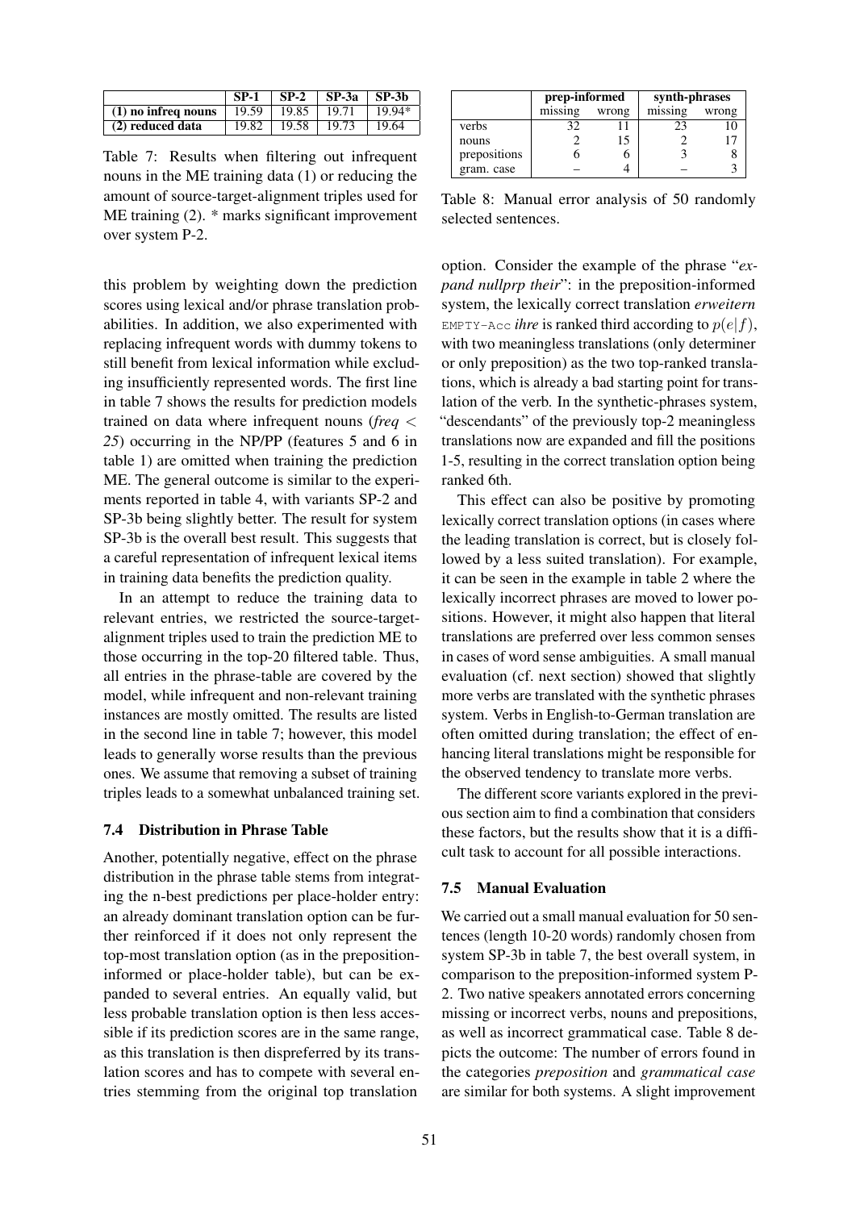| | SP-1 | SP-2 | SP-3a | SP-3b |
|---|---|---|---|---|
| **(1) no infreq nouns** | 19.59 | 19.85 | 19.71 | 19.94* |
| **(2) reduced data** | 19.82 | 19.58 | 19.73 | 19.64 |

Table 7: Results when filtering out infrequent nouns in the ME training data (1) or reducing the amount of source-target-alignment triples used for ME training (2). * marks significant improvement over system P-2.

this problem by weighting down the prediction scores using lexical and/or phrase translation probabilities. In addition, we also experimented with replacing infrequent words with dummy tokens to still benefit from lexical information while excluding insufficiently represented words. The first line in table 7 shows the results for prediction models trained on data where infrequent nouns (*freq < 25*) occurring in the NP/PP (features 5 and 6 in table 1) are omitted when training the prediction ME. The general outcome is similar to the experiments reported in table 4, with variants SP-2 and SP-3b being slightly better. The result for system SP-3b is the overall best result. This suggests that a careful representation of infrequent lexical items in training data benefits the prediction quality.

In an attempt to reduce the training data to relevant entries, we restricted the source-target-alignment triples used to train the prediction ME to those occurring in the top-20 filtered table. Thus, all entries in the phrase-table are covered by the model, while infrequent and non-relevant training instances are mostly omitted. The results are listed in the second line in table 7; however, this model leads to generally worse results than the previous ones. We assume that removing a subset of training triples leads to a somewhat unbalanced training set.

### 7.4 Distribution in Phrase Table

Another, potentially negative, effect on the phrase distribution in the phrase table stems from integrating the n-best predictions per place-holder entry: an already dominant translation option can be further reinforced if it does not only represent the top-most translation option (as in the preposition-informed or place-holder table), but can be expanded to several entries. An equally valid, but less probable translation option is then less accessible if its prediction scores are in the same range, as this translation is then dispreferred by its translation scores and has to compete with several entries stemming from the original top translation option. Consider the example of the phrase "*expand nullprp their*": in the preposition-informed system, the lexically correct translation *erweitern* EMPTY-Acc *ihre* is ranked third according to $p(e|f)$, with two meaningless translations (only determiner or only preposition) as the two top-ranked translations, which is already a bad starting point for translation of the verb. In the synthetic-phrases system, "descendants" of the previously top-2 meaningless translations now are expanded and fill the positions 1-5, resulting in the correct translation option being ranked 6th.

This effect can also be positive by promoting lexically correct translation options (in cases where the leading translation is correct, but is closely followed by a less suited translation). For example, it can be seen in the example in table 2 where the lexically incorrect phrases are moved to lower positions. However, it might also happen that literal translations are preferred over less common senses in cases of word sense ambiguities. A small manual evaluation (cf. next section) showed that slightly more verbs are translated with the synthetic phrases system. Verbs in English-to-German translation are often omitted during translation; the effect of enhancing literal translations might be responsible for the observed tendency to translate more verbs.

The different score variants explored in the previous section aim to find a combination that considers these factors, but the results show that it is a difficult task to account for all possible interactions.

| | prep-informed | | synth-phrases | |
|---|---|---|---|---|
| | missing | wrong | missing | wrong |
| verbs | 32 | 11 | 23 | 10 |
| nouns | 2 | 15 | 2 | 17 |
| prepositions | 6 | 6 | 3 | 8 |
| gram. case | – | 4 | – | 3 |

Table 8: Manual error analysis of 50 randomly selected sentences.

### 7.5 Manual Evaluation

We carried out a small manual evaluation for 50 sentences (length 10-20 words) randomly chosen from system SP-3b in table 7, the best overall system, in comparison to the preposition-informed system P-2. Two native speakers annotated errors concerning missing or incorrect verbs, nouns and prepositions, as well as incorrect grammatical case. Table 8 depicts the outcome: The number of errors found in the categories *preposition* and *grammatical case* are similar for both systems. A slight improvement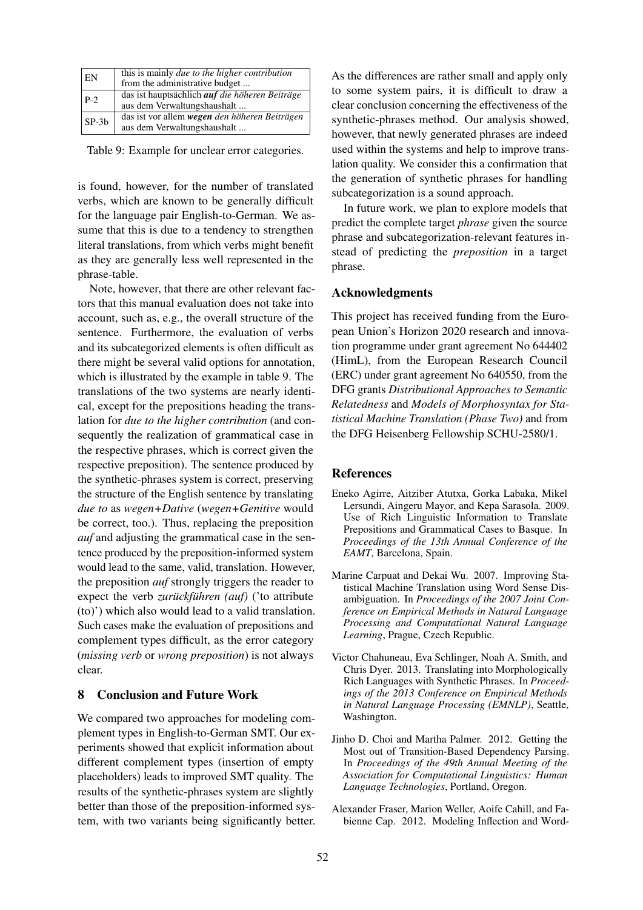| EN | this is mainly *due to the higher contribution* from the administrative budget ... |
|---|---|
| P-2 | das ist hauptsächlich ***auf*** *die höheren Beiträge* aus dem Verwaltungshaushalt ... |
| SP-3b | das ist vor allem ***wegen*** *den höheren Beiträgen* aus dem Verwaltungshaushalt ... |

Table 9: Example for unclear error categories.

is found, however, for the number of translated verbs, which are known to be generally difficult for the language pair English-to-German. We assume that this is due to a tendency to strengthen literal translations, from which verbs might benefit as they are generally less well represented in the phrase-table.

Note, however, that there are other relevant factors that this manual evaluation does not take into account, such as, e.g., the overall structure of the sentence. Furthermore, the evaluation of verbs and its subcategorized elements is often difficult as there might be several valid options for annotation, which is illustrated by the example in table 9. The translations of the two systems are nearly identical, except for the prepositions heading the translation for *due to the higher contribution* (and consequently the realization of grammatical case in the respective phrases, which is correct given the respective preposition). The sentence produced by the synthetic-phrases system is correct, preserving the structure of the English sentence by translating *due to* as *wegen+Dative* (*wegen+Genitive* would be correct, too.). Thus, replacing the preposition *auf* and adjusting the grammatical case in the sentence produced by the preposition-informed system would lead to the same, valid, translation. However, the preposition *auf* strongly triggers the reader to expect the verb *zurückführen (auf)* ('to attribute (to)') which also would lead to a valid translation. Such cases make the evaluation of prepositions and complement types difficult, as the error category (*missing verb* or *wrong preposition*) is not always clear.

## 8 Conclusion and Future Work

We compared two approaches for modeling complement types in English-to-German SMT. Our experiments showed that explicit information about different complement types (insertion of empty placeholders) leads to improved SMT quality. The results of the synthetic-phrases system are slightly better than those of the preposition-informed system, with two variants being significantly better. As the differences are rather small and apply only to some system pairs, it is difficult to draw a clear conclusion concerning the effectiveness of the synthetic-phrases method. Our analysis showed, however, that newly generated phrases are indeed used within the systems and help to improve translation quality. We consider this a confirmation that the generation of synthetic phrases for handling subcategorization is a sound approach.

In future work, we plan to explore models that predict the complete target *phrase* given the source phrase and subcategorization-relevant features instead of predicting the *preposition* in a target phrase.

## Acknowledgments

This project has received funding from the European Union's Horizon 2020 research and innovation programme under grant agreement No 644402 (HimL), from the European Research Council (ERC) under grant agreement No 640550, from the DFG grants *Distributional Approaches to Semantic Relatedness* and *Models of Morphosyntax for Statistical Machine Translation (Phase Two)* and from the DFG Heisenberg Fellowship SCHU-2580/1.

## References

Eneko Agirre, Aitziber Atutxa, Gorka Labaka, Mikel Lersundi, Aingeru Mayor, and Kepa Sarasola. 2009. Use of Rich Linguistic Information to Translate Prepositions and Grammatical Cases to Basque. In *Proceedings of the 13th Annual Conference of the EAMT*, Barcelona, Spain.

Marine Carpuat and Dekai Wu. 2007. Improving Statistical Machine Translation using Word Sense Disambiguation. In *Proceedings of the 2007 Joint Conference on Empirical Methods in Natural Language Processing and Computational Natural Language Learning*, Prague, Czech Republic.

Victor Chahuneau, Eva Schlinger, Noah A. Smith, and Chris Dyer. 2013. Translating into Morphologically Rich Languages with Synthetic Phrases. In *Proceedings of the 2013 Conference on Empirical Methods in Natural Language Processing (EMNLP)*, Seattle, Washington.

Jinho D. Choi and Martha Palmer. 2012. Getting the Most out of Transition-Based Dependency Parsing. In *Proceedings of the 49th Annual Meeting of the Association for Computational Linguistics: Human Language Technologies*, Portland, Oregon.

Alexander Fraser, Marion Weller, Aoife Cahill, and Fabienne Cap. 2012. Modeling Inflection and Word-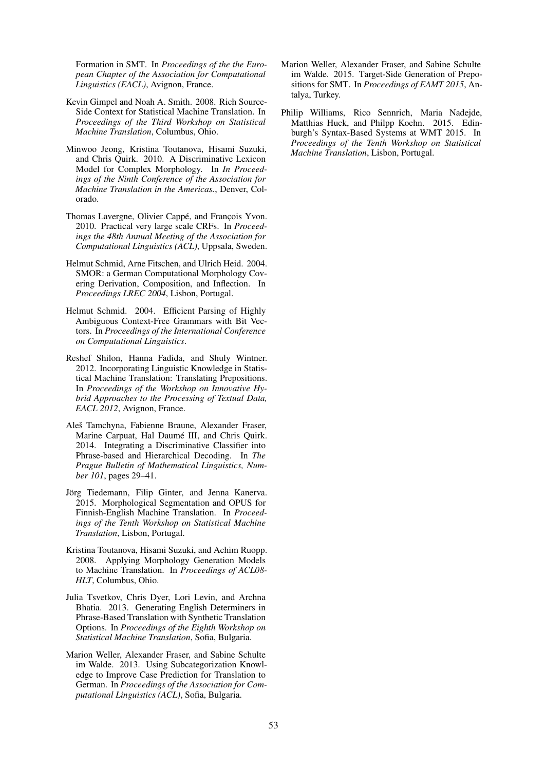Formation in SMT. In *Proceedings of the the European Chapter of the Association for Computational Linguistics (EACL)*, Avignon, France.

Kevin Gimpel and Noah A. Smith. 2008. Rich Source-Side Context for Statistical Machine Translation. In *Proceedings of the Third Workshop on Statistical Machine Translation*, Columbus, Ohio.

Minwoo Jeong, Kristina Toutanova, Hisami Suzuki, and Chris Quirk. 2010. A Discriminative Lexicon Model for Complex Morphology. In *In Proceedings of the Ninth Conference of the Association for Machine Translation in the Americas.*, Denver, Colorado.

Thomas Lavergne, Olivier Cappé, and François Yvon. 2010. Practical very large scale CRFs. In *Proceedings the 48th Annual Meeting of the Association for Computational Linguistics (ACL)*, Uppsala, Sweden.

Helmut Schmid, Arne Fitschen, and Ulrich Heid. 2004. SMOR: a German Computational Morphology Covering Derivation, Composition, and Inflection. In *Proceedings LREC 2004*, Lisbon, Portugal.

Helmut Schmid. 2004. Efficient Parsing of Highly Ambiguous Context-Free Grammars with Bit Vectors. In *Proceedings of the International Conference on Computational Linguistics*.

Reshef Shilon, Hanna Fadida, and Shuly Wintner. 2012. Incorporating Linguistic Knowledge in Statistical Machine Translation: Translating Prepositions. In *Proceedings of the Workshop on Innovative Hybrid Approaches to the Processing of Textual Data, EACL 2012*, Avignon, France.

Aleš Tamchyna, Fabienne Braune, Alexander Fraser, Marine Carpuat, Hal Daumé III, and Chris Quirk. 2014. Integrating a Discriminative Classifier into Phrase-based and Hierarchical Decoding. In *The Prague Bulletin of Mathematical Linguistics, Number 101*, pages 29–41.

Jörg Tiedemann, Filip Ginter, and Jenna Kanerva. 2015. Morphological Segmentation and OPUS for Finnish-English Machine Translation. In *Proceedings of the Tenth Workshop on Statistical Machine Translation*, Lisbon, Portugal.

Kristina Toutanova, Hisami Suzuki, and Achim Ruopp. 2008. Applying Morphology Generation Models to Machine Translation. In *Proceedings of ACL08-HLT*, Columbus, Ohio.

Julia Tsvetkov, Chris Dyer, Lori Levin, and Archna Bhatia. 2013. Generating English Determiners in Phrase-Based Translation with Synthetic Translation Options. In *Proceedings of the Eighth Workshop on Statistical Machine Translation*, Sofia, Bulgaria.

Marion Weller, Alexander Fraser, and Sabine Schulte im Walde. 2013. Using Subcategorization Knowledge to Improve Case Prediction for Translation to German. In *Proceedings of the Association for Computational Linguistics (ACL)*, Sofia, Bulgaria.

Marion Weller, Alexander Fraser, and Sabine Schulte im Walde. 2015. Target-Side Generation of Prepositions for SMT. In *Proceedings of EAMT 2015*, Antalya, Turkey.

Philip Williams, Rico Sennrich, Maria Nadejde, Matthias Huck, and Philpp Koehn. 2015. Edinburgh's Syntax-Based Systems at WMT 2015. In *Proceedings of the Tenth Workshop on Statistical Machine Translation*, Lisbon, Portugal.